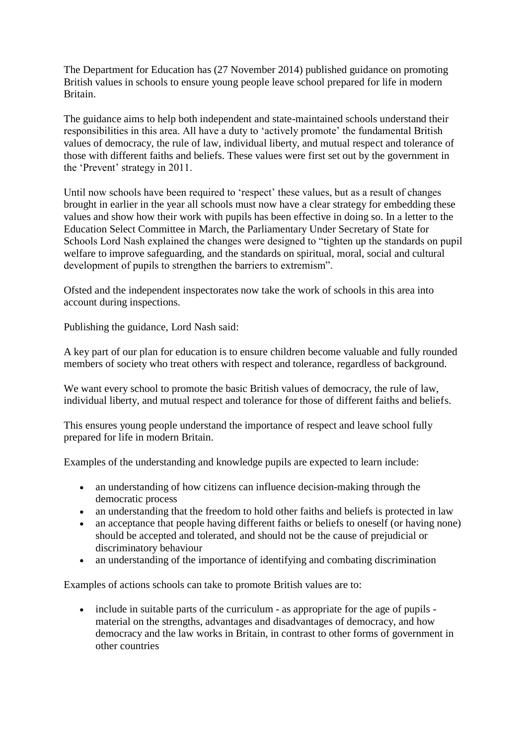The Department for Education has (27 November 2014) published guidance on promoting British values in schools to ensure young people leave school prepared for life in modern Britain.

The guidance aims to help both independent and state-maintained schools understand their responsibilities in this area. All have a duty to 'actively promote' the fundamental British values of democracy, the rule of law, individual liberty, and mutual respect and tolerance of those with different faiths and beliefs. These values were first set out by the government in the 'Prevent' strategy in 2011.

Until now schools have been required to 'respect' these values, but as a result of changes brought in earlier in the year all schools must now have a clear strategy for embedding these values and show how their work with pupils has been effective in doing so. In a letter to the Education Select Committee in March, the Parliamentary Under Secretary of State for Schools Lord Nash explained the changes were designed to "tighten up the standards on pupil welfare to improve safeguarding, and the standards on spiritual, moral, social and cultural development of pupils to strengthen the barriers to extremism".

Ofsted and the independent inspectorates now take the work of schools in this area into account during inspections.

Publishing the guidance, Lord Nash said:

A key part of our plan for education is to ensure children become valuable and fully rounded members of society who treat others with respect and tolerance, regardless of background.

We want every school to promote the basic British values of democracy, the rule of law, individual liberty, and mutual respect and tolerance for those of different faiths and beliefs.

This ensures young people understand the importance of respect and leave school fully prepared for life in modern Britain.

Examples of the understanding and knowledge pupils are expected to learn include:

- an understanding of how citizens can influence decision-making through the democratic process
- an understanding that the freedom to hold other faiths and beliefs is protected in law
- an acceptance that people having different faiths or beliefs to oneself (or having none) should be accepted and tolerated, and should not be the cause of prejudicial or discriminatory behaviour
- an understanding of the importance of identifying and combating discrimination

Examples of actions schools can take to promote British values are to:

- include in suitable parts of the curriculum - as appropriate for the age of pupils - material on the strengths, advantages and disadvantages of democracy, and how democracy and the law works in Britain, in contrast to other forms of government in other countries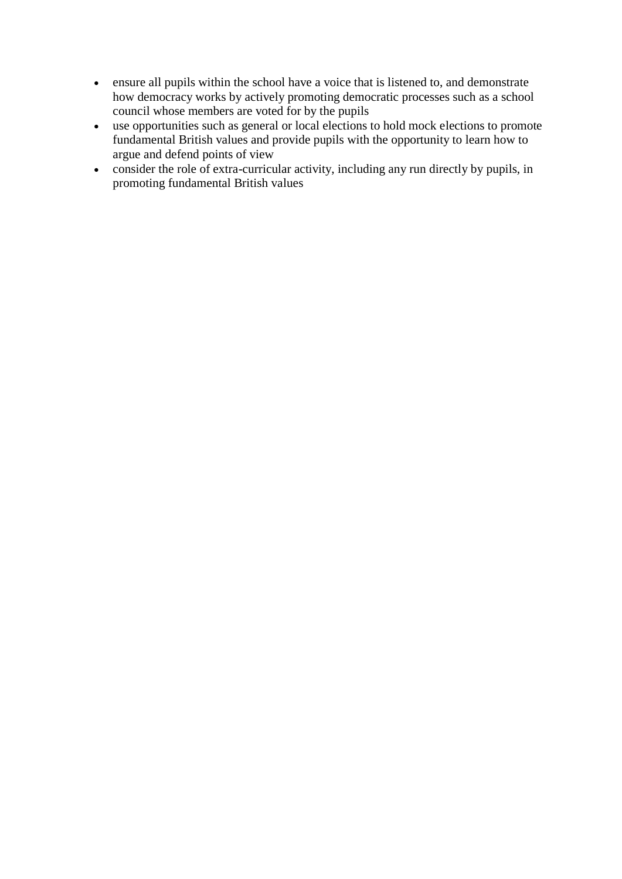- ensure all pupils within the school have a voice that is listened to, and demonstrate how democracy works by actively promoting democratic processes such as a school council whose members are voted for by the pupils
- use opportunities such as general or local elections to hold mock elections to promote fundamental British values and provide pupils with the opportunity to learn how to argue and defend points of view
- consider the role of extra-curricular activity, including any run directly by pupils, in promoting fundamental British values